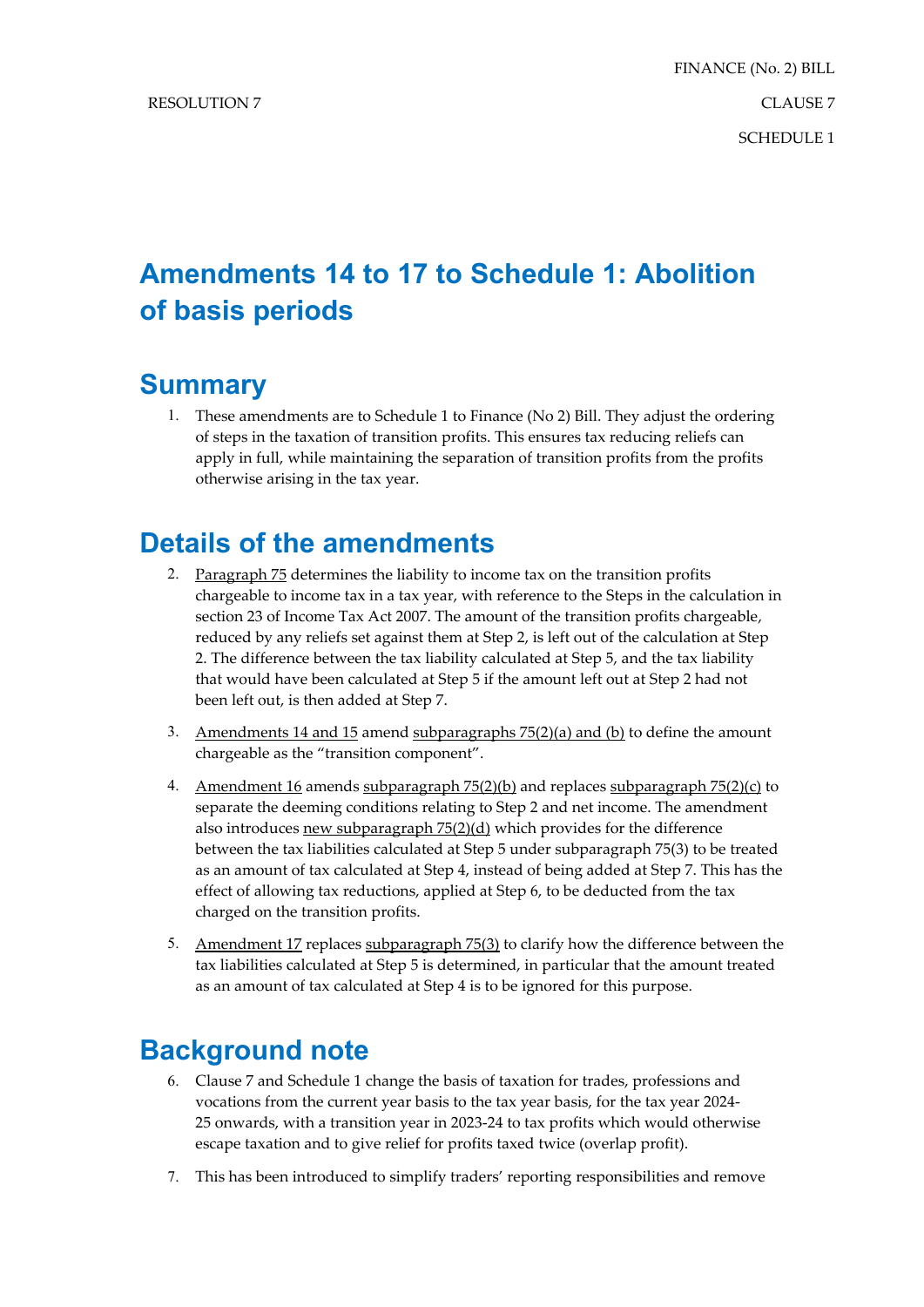FINANCE (No. 2) BILL

RESOLUTION 7

CLAUSE 7

SCHEDULE 1

# Amendments 14 to 17 to Schedule 1: Abolition of basis periods

## Summary

1. These amendments are to Schedule 1 to Finance (No 2) Bill. They adjust the ordering of steps in the taxation of transition profits. This ensures tax reducing reliefs can apply in full, while maintaining the separation of transition profits from the profits otherwise arising in the tax year.

## Details of the amendments

2. Paragraph 75 determines the liability to income tax on the transition profits chargeable to income tax in a tax year, with reference to the Steps in the calculation in section 23 of Income Tax Act 2007. The amount of the transition profits chargeable, reduced by any reliefs set against them at Step 2, is left out of the calculation at Step 2. The difference between the tax liability calculated at Step 5, and the tax liability that would have been calculated at Step 5 if the amount left out at Step 2 had not been left out, is then added at Step 7.

3. Amendments 14 and 15 amend subparagraphs 75(2)(a) and (b) to define the amount chargeable as the "transition component".

4. Amendment 16 amends subparagraph 75(2)(b) and replaces subparagraph 75(2)(c) to separate the deeming conditions relating to Step 2 and net income. The amendment also introduces new subparagraph 75(2)(d) which provides for the difference between the tax liabilities calculated at Step 5 under subparagraph 75(3) to be treated as an amount of tax calculated at Step 4, instead of being added at Step 7. This has the effect of allowing tax reductions, applied at Step 6, to be deducted from the tax charged on the transition profits.

5. Amendment 17 replaces subparagraph 75(3) to clarify how the difference between the tax liabilities calculated at Step 5 is determined, in particular that the amount treated as an amount of tax calculated at Step 4 is to be ignored for this purpose.

## Background note

6. Clause 7 and Schedule 1 change the basis of taxation for trades, professions and vocations from the current year basis to the tax year basis, for the tax year 2024-25 onwards, with a transition year in 2023-24 to tax profits which would otherwise escape taxation and to give relief for profits taxed twice (overlap profit).

7. This has been introduced to simplify traders' reporting responsibilities and remove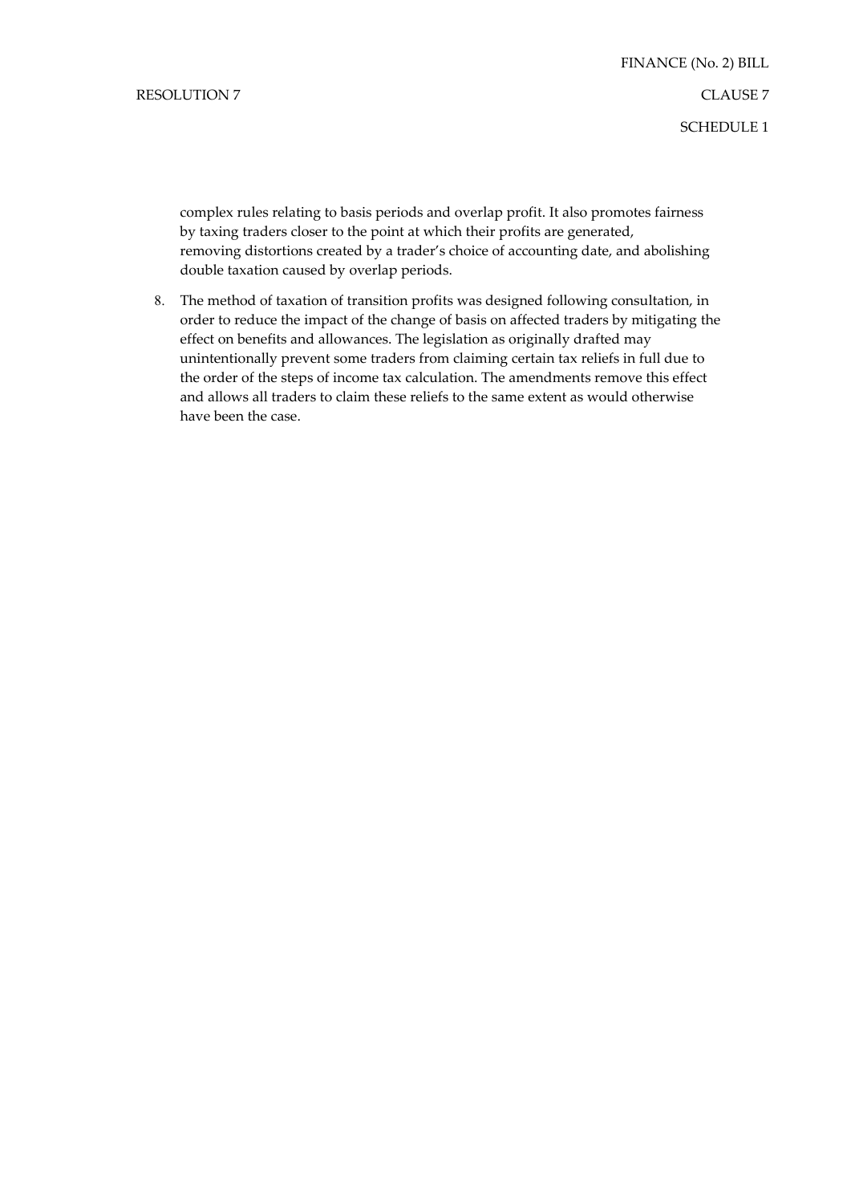complex rules relating to basis periods and overlap profit. It also promotes fairness by taxing traders closer to the point at which their profits are generated, removing distortions created by a trader's choice of accounting date, and abolishing double taxation caused by overlap periods.

8. The method of taxation of transition profits was designed following consultation, in order to reduce the impact of the change of basis on affected traders by mitigating the effect on benefits and allowances. The legislation as originally drafted may unintentionally prevent some traders from claiming certain tax reliefs in full due to the order of the steps of income tax calculation. The amendments remove this effect and allows all traders to claim these reliefs to the same extent as would otherwise have been the case.